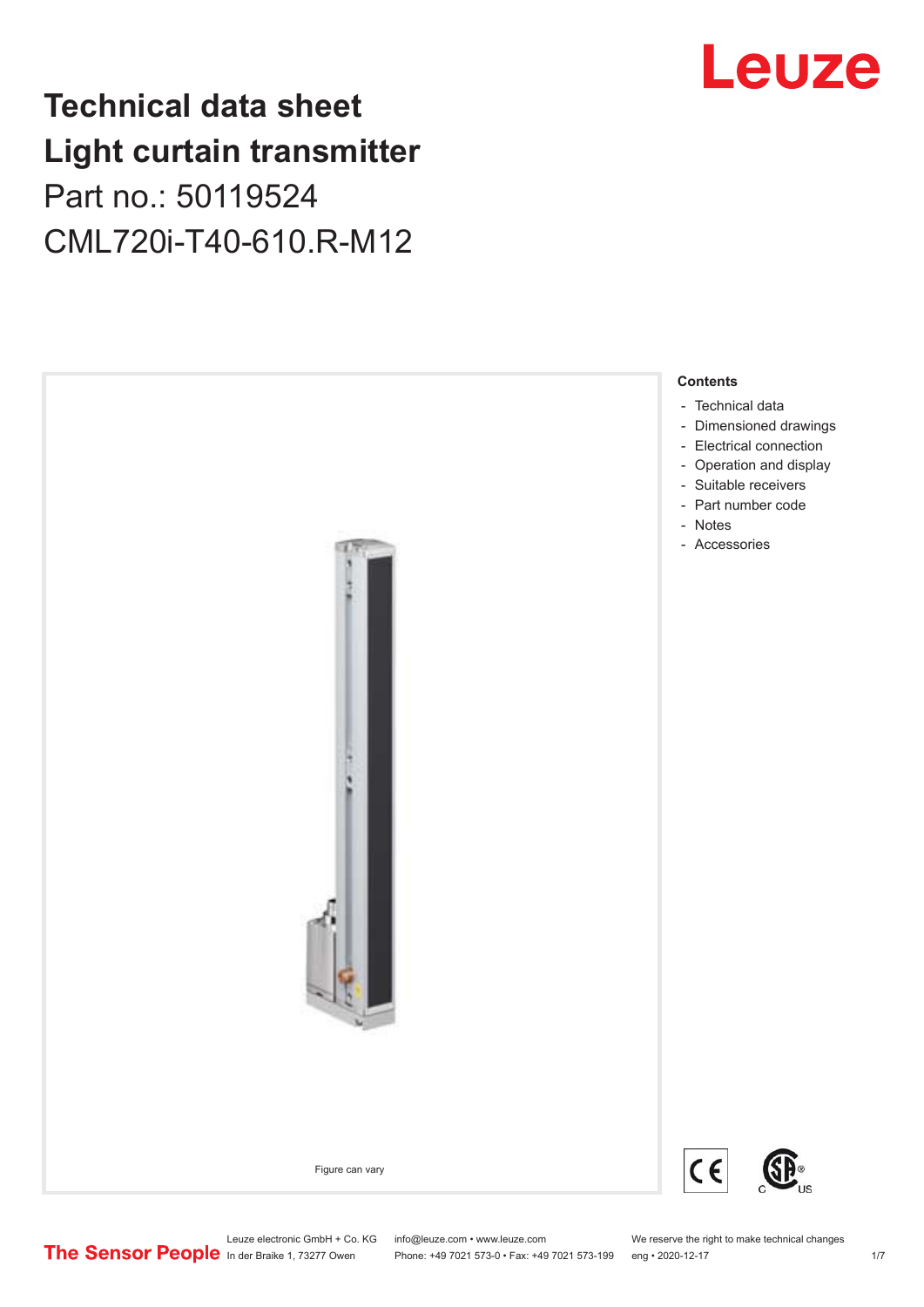# Technical data sheet
# Light curtain transmitter
## Part no.: 50119524
## CML720i-T40-610.R-M12

Figure can vary

**Contents**

- Technical data
- Dimensioned drawings
- Electrical connection
- Operation and display
- Suitable receivers
- Part number code
- Notes
- Accessories

Leuze electronic GmbH + Co. KG
In der Braike 1, 73277 Owen

info@leuze.com • www.leuze.com
Phone: +49 7021 573-0 • Fax: +49 7021 573-199

We reserve the right to make technical changes
eng • 2020-12-17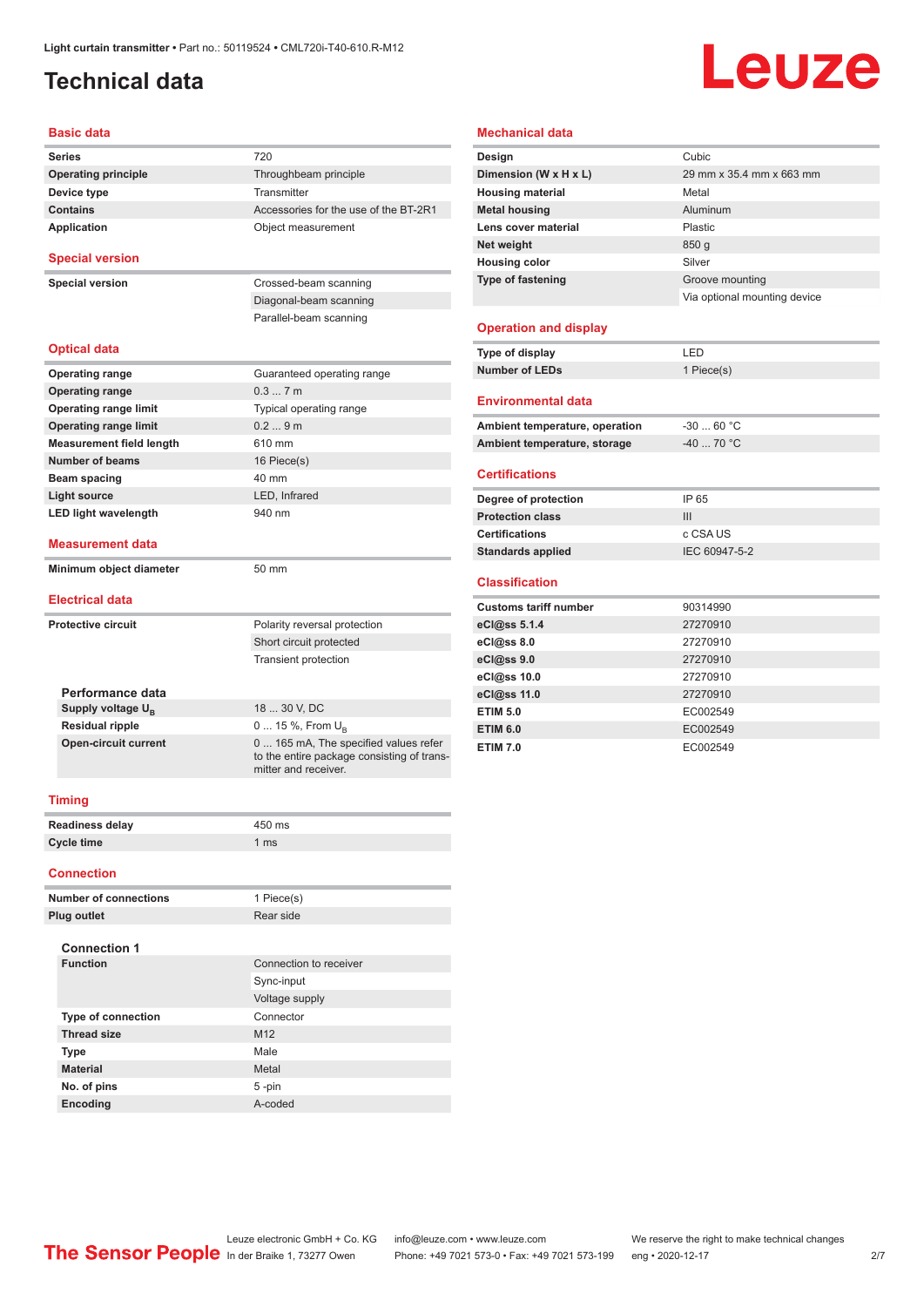Light curtain transmitter • Part no.: 50119524 • CML720i-T40-610.R-M12

# Technical data

## Basic data

| | |
|---|---|
| **Series** | 720 |
| **Operating principle** | Throughbeam principle |
| **Device type** | Transmitter |
| **Contains** | Accessories for the use of the BT-2R1 |
| **Application** | Object measurement |

## Special version

| | |
|---|---|
| **Special version** | Crossed-beam scanning |
| | Diagonal-beam scanning |
| | Parallel-beam scanning |

## Optical data

| | |
|---|---|
| **Operating range** | Guaranteed operating range |
| **Operating range** | 0.3 ... 7 m |
| **Operating range limit** | Typical operating range |
| **Operating range limit** | 0.2 ... 9 m |
| **Measurement field length** | 610 mm |
| **Number of beams** | 16 Piece(s) |
| **Beam spacing** | 40 mm |
| **Light source** | LED, Infrared |
| **LED light wavelength** | 940 nm |

## Measurement data

| | |
|---|---|
| **Minimum object diameter** | 50 mm |

## Electrical data

| | |
|---|---|
| **Protective circuit** | Polarity reversal protection |
| | Short circuit protected |
| | Transient protection |

### Performance data

| | |
|---|---|
| **Supply voltage $U_B$** | 18 ... 30 V, DC |
| **Residual ripple** | 0 ... 15 %, From $U_B$ |
| **Open-circuit current** | 0 ... 165 mA, The specified values refer to the entire package consisting of transmitter and receiver. |

## Timing

| | |
|---|---|
| **Readiness delay** | 450 ms |
| **Cycle time** | 1 ms |

## Connection

| | |
|---|---|
| **Number of connections** | 1 Piece(s) |
| **Plug outlet** | Rear side |

### Connection 1

| | |
|---|---|
| **Function** | Connection to receiver |
| | Sync-input |
| | Voltage supply |
| **Type of connection** | Connector |
| **Thread size** | M12 |
| **Type** | Male |
| **Material** | Metal |
| **No. of pins** | 5 -pin |
| **Encoding** | A-coded |

## Mechanical data

| | |
|---|---|
| **Design** | Cubic |
| **Dimension (W x H x L)** | 29 mm x 35.4 mm x 663 mm |
| **Housing material** | Metal |
| **Metal housing** | Aluminum |
| **Lens cover material** | Plastic |
| **Net weight** | 850 g |
| **Housing color** | Silver |
| **Type of fastening** | Groove mounting |
| | Via optional mounting device |

## Operation and display

| | |
|---|---|
| **Type of display** | LED |
| **Number of LEDs** | 1 Piece(s) |

## Environmental data

| | |
|---|---|
| **Ambient temperature, operation** | -30 ... 60 °C |
| **Ambient temperature, storage** | -40 ... 70 °C |

## Certifications

| | |
|---|---|
| **Degree of protection** | IP 65 |
| **Protection class** | III |
| **Certifications** | c CSA US |
| **Standards applied** | IEC 60947-5-2 |

## Classification

| | |
|---|---|
| **Customs tariff number** | 90314990 |
| **eCl@ss 5.1.4** | 27270910 |
| **eCl@ss 8.0** | 27270910 |
| **eCl@ss 9.0** | 27270910 |
| **eCl@ss 10.0** | 27270910 |
| **eCl@ss 11.0** | 27270910 |
| **ETIM 5.0** | EC002549 |
| **ETIM 6.0** | EC002549 |
| **ETIM 7.0** | EC002549 |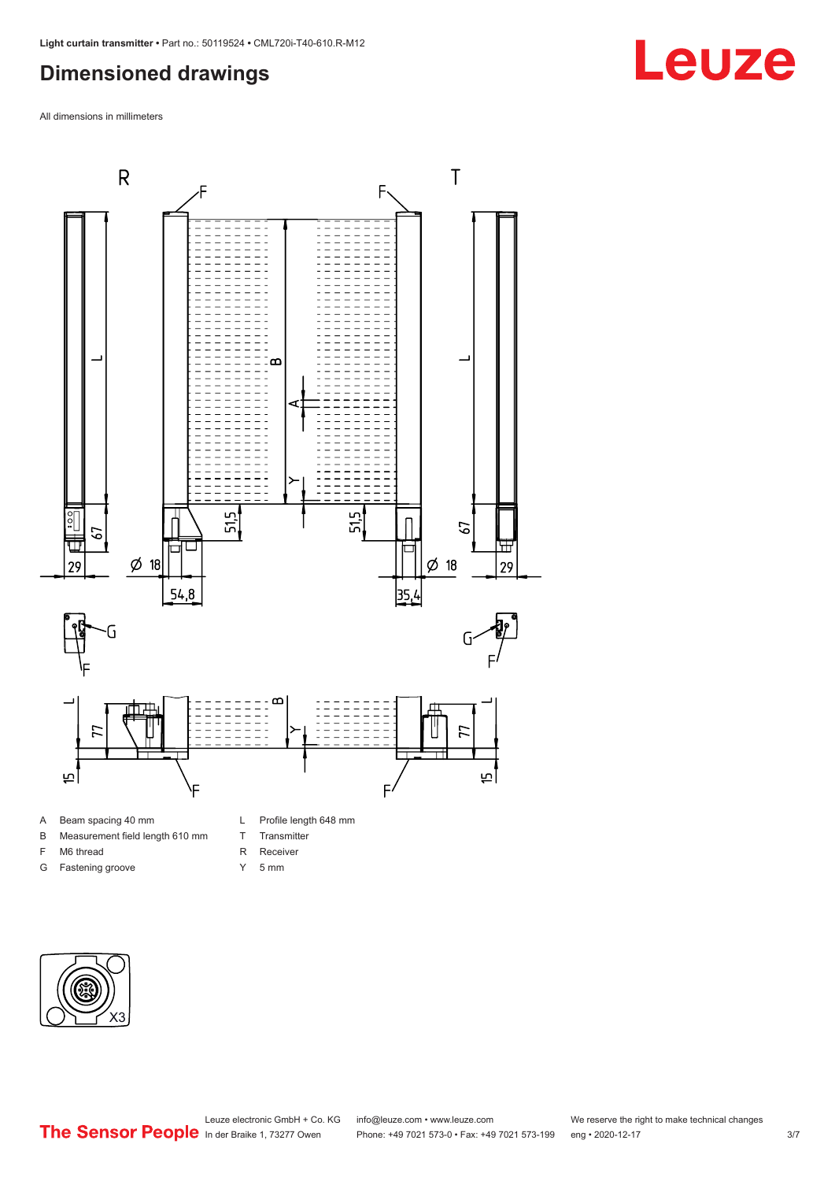# Dimensioned drawings

All dimensions in millimeters

| | | | |
|---|---|---|---|
| A | Beam spacing 40 mm | L | Profile length 648 mm |
| B | Measurement field length 610 mm | T | Transmitter |
| F | M6 thread | R | Receiver |
| G | Fastening groove | Y | 5 mm |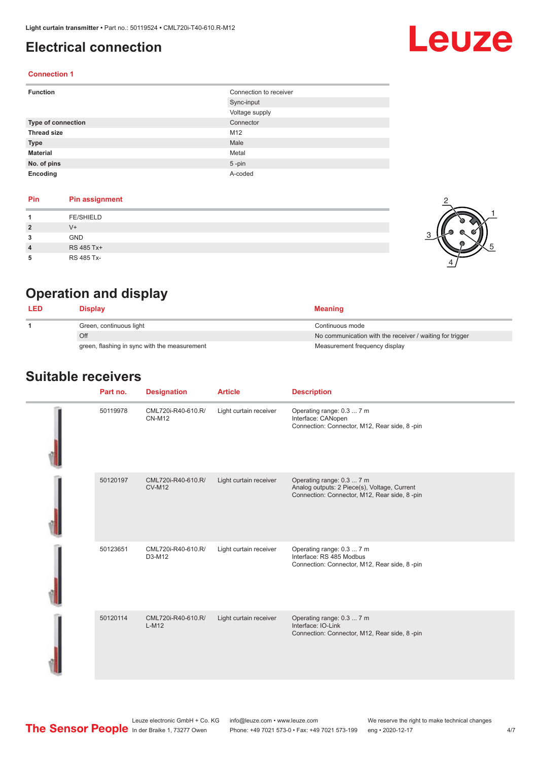# Electrical connection

## Connection 1

| | |
|---|---|
| **Function** | Connection to receiver |
| | Sync-input |
| | Voltage supply |
| **Type of connection** | Connector |
| **Thread size** | M12 |
| **Type** | Male |
| **Material** | Metal |
| **No. of pins** | 5 -pin |
| **Encoding** | A-coded |

| Pin | Pin assignment |
|---|---|
| **1** | FE/SHIELD |
| **2** | V+ |
| **3** | GND |
| **4** | RS 485 Tx+ |
| **5** | RS 485 Tx- |

# Operation and display

| LED | Display | Meaning |
|---|---|---|
| **1** | Green, continuous light | Continuous mode |
| | Off | No communication with the receiver / waiting for trigger |
| | green, flashing in sync with the measurement | Measurement frequency display |

# Suitable receivers

| Part no. | Designation | Article | Description |
|---|---|---|---|
| 50119978 | CML720i-R40-610.R/ CN-M12 | Light curtain receiver | Operating range: 0.3 ... 7 m<br>Interface: CANopen<br>Connection: Connector, M12, Rear side, 8 -pin |
| 50120197 | CML720i-R40-610.R/ CV-M12 | Light curtain receiver | Operating range: 0.3 ... 7 m<br>Analog outputs: 2 Piece(s), Voltage, Current<br>Connection: Connector, M12, Rear side, 8 -pin |
| 50123651 | CML720i-R40-610.R/ D3-M12 | Light curtain receiver | Operating range: 0.3 ... 7 m<br>Interface: RS 485 Modbus<br>Connection: Connector, M12, Rear side, 8 -pin |
| 50120114 | CML720i-R40-610.R/ L-M12 | Light curtain receiver | Operating range: 0.3 ... 7 m<br>Interface: IO-Link<br>Connection: Connector, M12, Rear side, 8 -pin |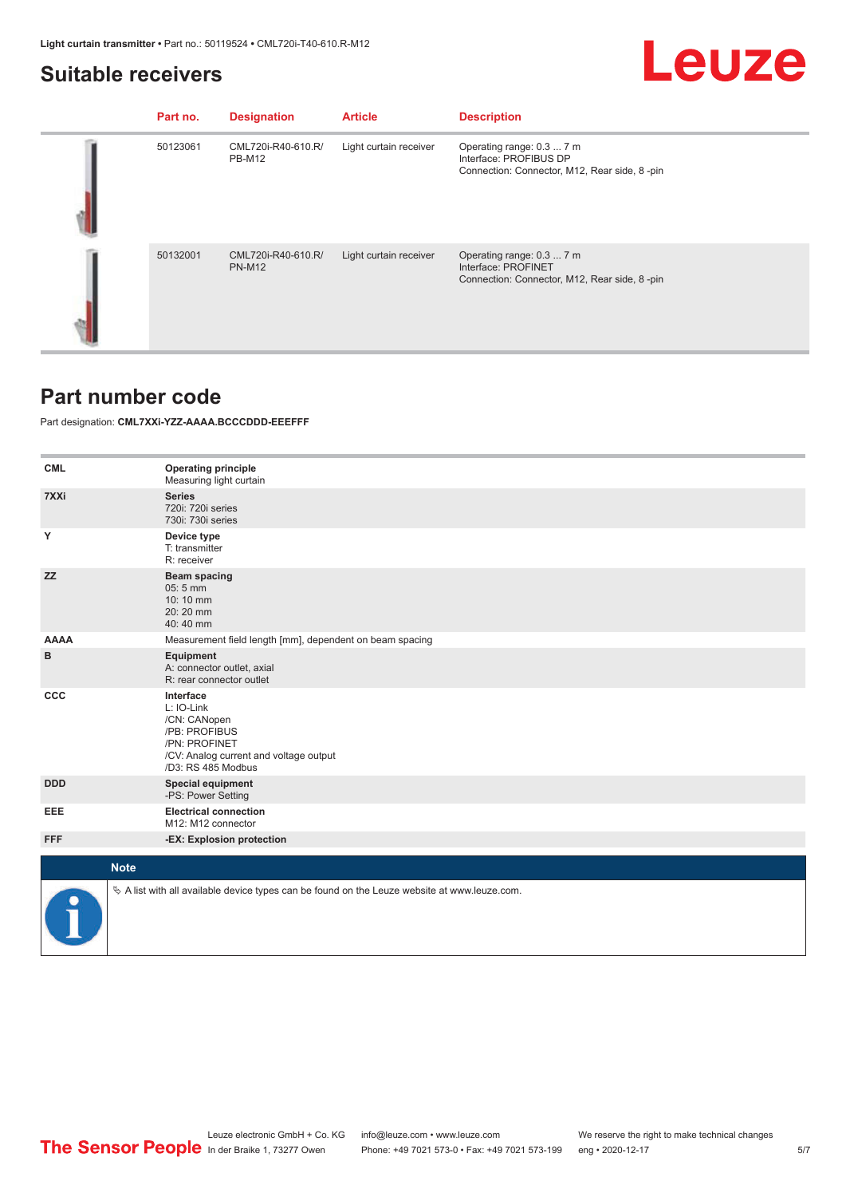## Suitable receivers

| Part no. | Designation | Article | Description |
|---|---|---|---|
| 50123061 | CML720i-R40-610.R/PB-M12 | Light curtain receiver | Operating range: 0.3 ... 7 m<br>Interface: PROFIBUS DP<br>Connection: Connector, M12, Rear side, 8 -pin |
| 50132001 | CML720i-R40-610.R/PN-M12 | Light curtain receiver | Operating range: 0.3 ... 7 m<br>Interface: PROFINET<br>Connection: Connector, M12, Rear side, 8 -pin |

## Part number code

Part designation: **CML7XXi-YZZ-AAAA.BCCCDDD-EEEFFF**

| | |
|---|---|
| **CML** | **Operating principle**<br>Measuring light curtain |
| **7XXi** | **Series**<br>720i: 720i series<br>730i: 730i series |
| **Y** | **Device type**<br>T: transmitter<br>R: receiver |
| **ZZ** | **Beam spacing**<br>05: 5 mm<br>10: 10 mm<br>20: 20 mm<br>40: 40 mm |
| **AAAA** | Measurement field length [mm], dependent on beam spacing |
| **B** | **Equipment**<br>A: connector outlet, axial<br>R: rear connector outlet |
| **CCC** | **Interface**<br>L: IO-Link<br>/CN: CANopen<br>/PB: PROFIBUS<br>/PN: PROFINET<br>/CV: Analog current and voltage output<br>/D3: RS 485 Modbus |
| **DDD** | **Special equipment**<br>-PS: Power Setting |
| **EEE** | **Electrical connection**<br>M12: M12 connector |
| **FFF** | **-EX: Explosion protection** |

**Note**

↳ A list with all available device types can be found on the Leuze website at www.leuze.com.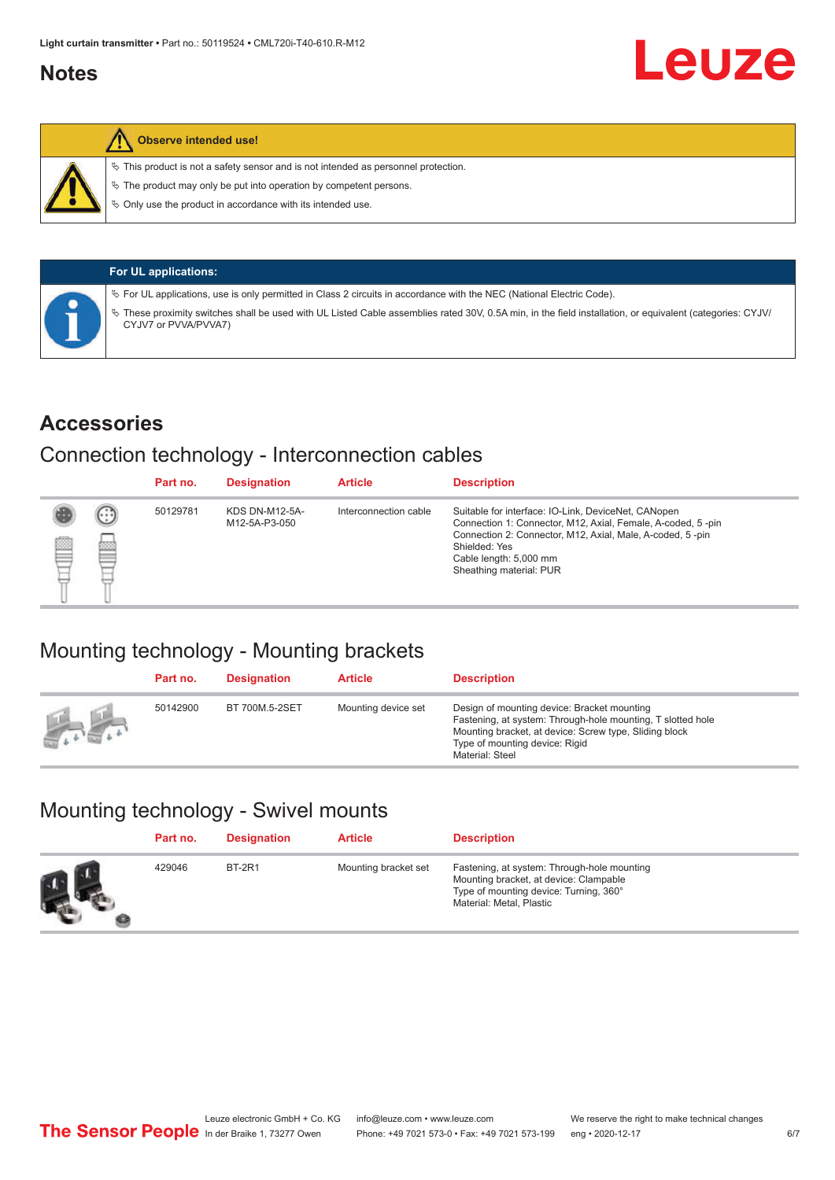## Notes

**Observe intended use!**

- This product is not a safety sensor and is not intended as personnel protection.
- The product may only be put into operation by competent persons.
- Only use the product in accordance with its intended use.

**For UL applications:**

- For UL applications, use is only permitted in Class 2 circuits in accordance with the NEC (National Electric Code).
- These proximity switches shall be used with UL Listed Cable assemblies rated 30V, 0.5A min, in the field installation, or equivalent (categories: CYJV/ CYJV7 or PVVA/PVVA7)

# Accessories

## Connection technology - Interconnection cables

| Part no. | Designation | Article | Description |
|---|---|---|---|
| 50129781 | KDS DN-M12-5A-M12-5A-P3-050 | Interconnection cable | Suitable for interface: IO-Link, DeviceNet, CANopen<br>Connection 1: Connector, M12, Axial, Female, A-coded, 5 -pin<br>Connection 2: Connector, M12, Axial, Male, A-coded, 5 -pin<br>Shielded: Yes<br>Cable length: 5,000 mm<br>Sheathing material: PUR |

## Mounting technology - Mounting brackets

| Part no. | Designation | Article | Description |
|---|---|---|---|
| 50142900 | BT 700M.5-2SET | Mounting device set | Design of mounting device: Bracket mounting<br>Fastening, at system: Through-hole mounting, T slotted hole<br>Mounting bracket, at device: Screw type, Sliding block<br>Type of mounting device: Rigid<br>Material: Steel |

## Mounting technology - Swivel mounts

| Part no. | Designation | Article | Description |
|---|---|---|---|
| 429046 | BT-2R1 | Mounting bracket set | Fastening, at system: Through-hole mounting<br>Mounting bracket, at device: Clampable<br>Type of mounting device: Turning, 360°<br>Material: Metal, Plastic |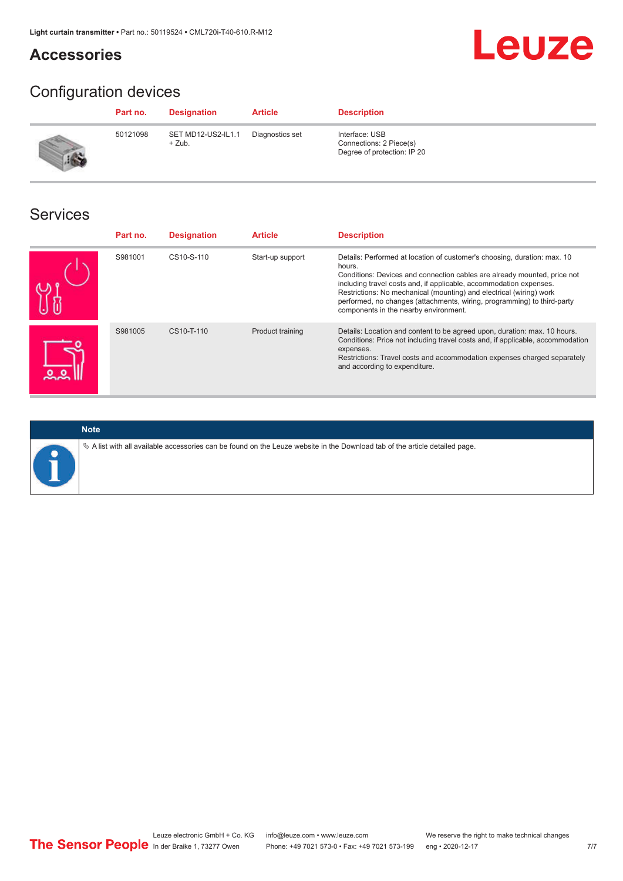# Accessories

## Configuration devices

| | Part no. | Designation | Article | Description |
|---|---|---|---|---|
| | 50121098 | SET MD12-US2-IL1.1 + Zub. | Diagnostics set | Interface: USB<br>Connections: 2 Piece(s)<br>Degree of protection: IP 20 |

## Services

| | Part no. | Designation | Article | Description |
|---|---|---|---|---|
| | S981001 | CS10-S-110 | Start-up support | Details: Performed at location of customer's choosing, duration: max. 10 hours.<br>Conditions: Devices and connection cables are already mounted, price not including travel costs and, if applicable, accommodation expenses.<br>Restrictions: No mechanical (mounting) and electrical (wiring) work performed, no changes (attachments, wiring, programming) to third-party components in the nearby environment. |
| | S981005 | CS10-T-110 | Product training | Details: Location and content to be agreed upon, duration: max. 10 hours.<br>Conditions: Price not including travel costs and, if applicable, accommodation expenses.<br>Restrictions: Travel costs and accommodation expenses charged separately and according to expenditure. |

**Note**

↳ A list with all available accessories can be found on the Leuze website in the Download tab of the article detailed page.